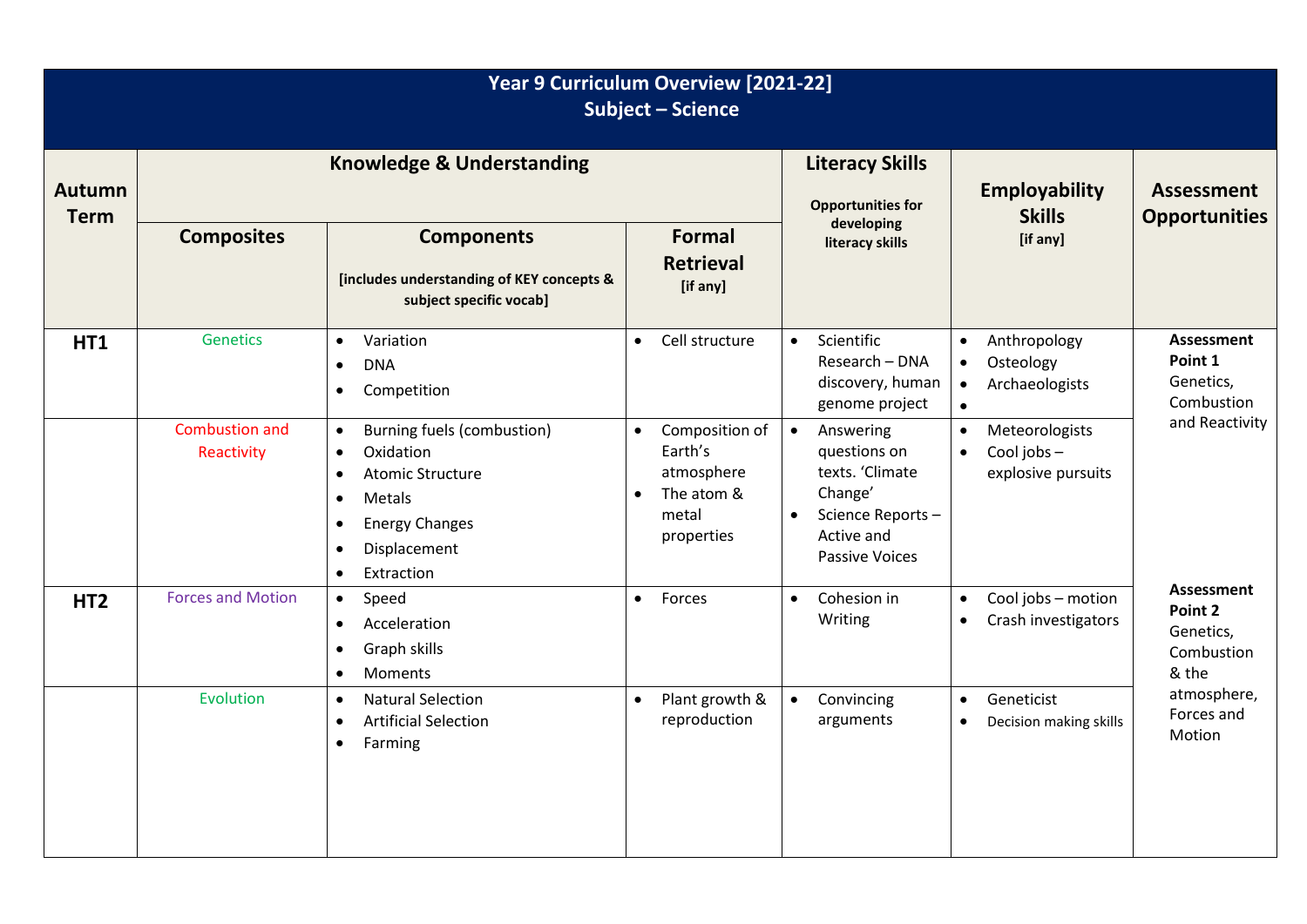# Year 9 Curriculum Overview [2021-22]
## Subject – Science

| Autumn Term | Knowledge & Understanding | | | Literacy Skills<br>Opportunities for developing literacy skills | Employability Skills<br>[if any] | Assessment Opportunities |
|---|---|---|---|---|---|---|
| | **Composites** | **Components**<br>[includes understanding of KEY concepts & subject specific vocab] | **Formal Retrieval**<br>[if any] | | | |
| **HT1** | Genetics | • Variation<br>• DNA<br>• Competition | • Cell structure | • Scientific Research – DNA discovery, human genome project | • Anthropology<br>• Osteology<br>• Archaeologists<br>• | **Assessment Point 1**<br>Genetics, Combustion and Reactivity |
| | Combustion and Reactivity | • Burning fuels (combustion)<br>• Oxidation<br>• Atomic Structure<br>• Metals<br>• Energy Changes<br>• Displacement<br>• Extraction | • Composition of Earth's atmosphere<br>• The atom & metal properties | • Answering questions on texts. 'Climate Change'<br>• Science Reports – Active and Passive Voices | • Meteorologists<br>• Cool jobs – explosive pursuits | |
| **HT2** | Forces and Motion | • Speed<br>• Acceleration<br>• Graph skills<br>• Moments | • Forces | • Cohesion in Writing | • Cool jobs – motion<br>• Crash investigators | **Assessment Point 2**<br>Genetics, Combustion & the atmosphere, Forces and Motion |
| | Evolution | • Natural Selection<br>• Artificial Selection<br>• Farming | • Plant growth & reproduction | • Convincing arguments | • Geneticist<br>• Decision making skills | |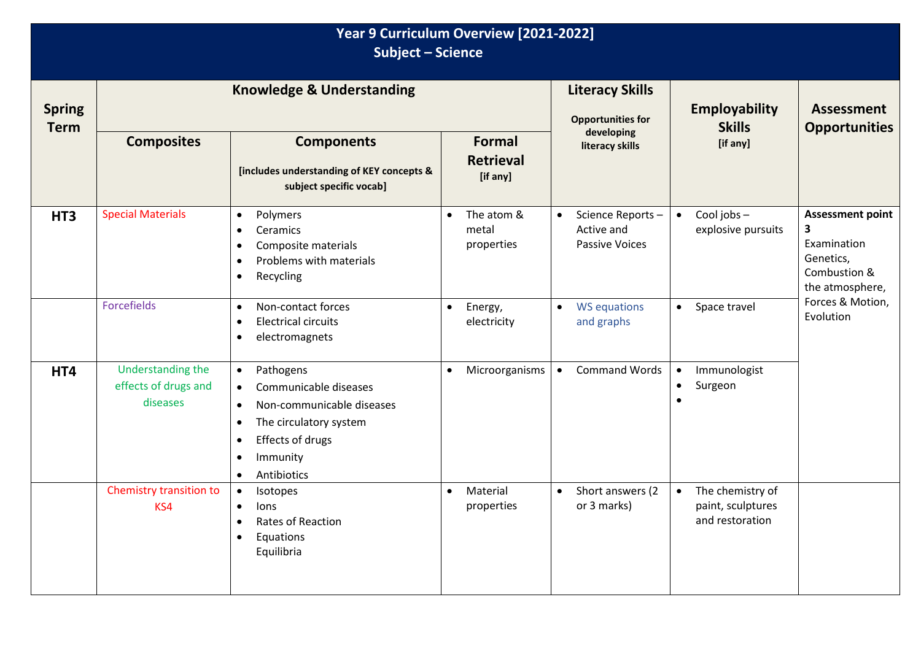# Year 9 Curriculum Overview [2021-2022]
## Subject – Science

| Spring Term | Knowledge & Understanding | | | Literacy Skills<br>Opportunities for developing literacy skills | Employability Skills<br>[if any] | Assessment Opportunities |
|---|---|---|---|---|---|---|
| | Composites | Components<br>[includes understanding of KEY concepts & subject specific vocab] | Formal Retrieval<br>[if any] | | | |
| HT3 | Special Materials | • Polymers<br>• Ceramics<br>• Composite materials<br>• Problems with materials<br>• Recycling | • The atom & metal properties | • Science Reports – Active and Passive Voices | • Cool jobs – explosive pursuits | **Assessment point 3**<br>Examination Genetics, Combustion & the atmosphere, Forces & Motion, Evolution |
| | Forcefields | • Non-contact forces<br>• Electrical circuits<br>• electromagnets | • Energy, electricity | • WS equations and graphs | • Space travel | |
| HT4 | Understanding the effects of drugs and diseases | • Pathogens<br>• Communicable diseases<br>• Non-communicable diseases<br>• The circulatory system<br>• Effects of drugs<br>• Immunity<br>• Antibiotics | • Microorganisms | • Command Words | • Immunologist<br>• Surgeon<br>• | |
| | Chemistry transition to KS4 | • Isotopes<br>• Ions<br>• Rates of Reaction<br>• Equations<br>Equilibria | • Material properties | • Short answers (2 or 3 marks) | • The chemistry of paint, sculptures and restoration | |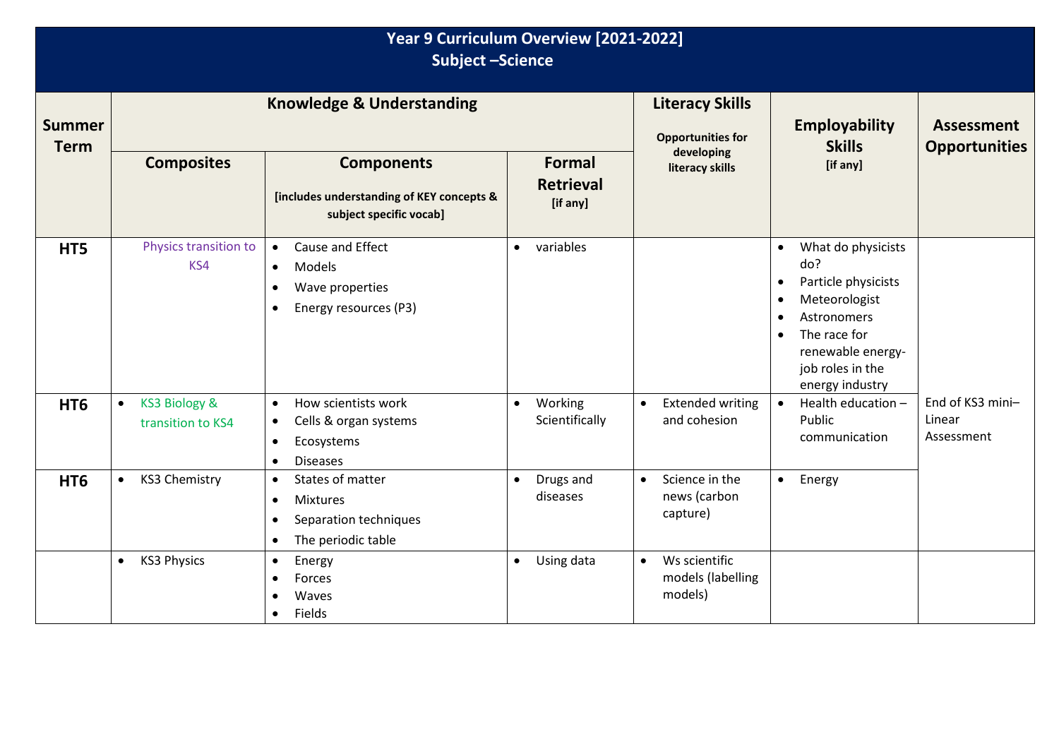# Year 9 Curriculum Overview [2021-2022]
## Subject –Science

| Summer Term | Knowledge & Understanding | | | Literacy Skills | Employability Skills | Assessment Opportunities |
|---|---|---|---|---|---|---|
| | Composites | Components [includes understanding of KEY concepts & subject specific vocab] | Formal Retrieval [if any] | Opportunities for developing literacy skills | [if any] | |
| HT5 | Physics transition to KS4 | • Cause and Effect<br>• Models<br>• Wave properties<br>• Energy resources (P3) | • variables | | • What do physicists do?<br>• Particle physicists<br>• Meteorologist<br>• Astronomers<br>• The race for renewable energy- job roles in the energy industry | End of KS3 mini– Linear Assessment |
| HT6 | • KS3 Biology & transition to KS4 | • How scientists work<br>• Cells & organ systems<br>• Ecosystems<br>• Diseases | • Working Scientifically | • Extended writing and cohesion | • Health education – Public communication | |
| HT6 | • KS3 Chemistry | • States of matter<br>• Mixtures<br>• Separation techniques<br>• The periodic table | • Drugs and diseases | • Science in the news (carbon capture) | • Energy | |
| | • KS3 Physics | • Energy<br>• Forces<br>• Waves<br>• Fields | • Using data | • Ws scientific models (labelling models) | | |